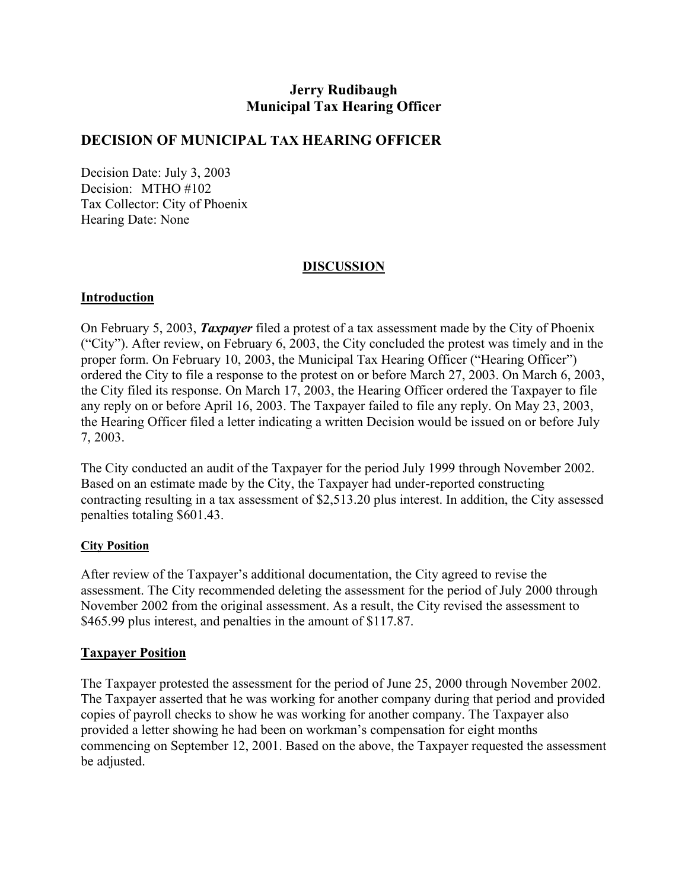**Jerry Rudibaugh**
**Municipal Tax Hearing Officer**

# DECISION OF MUNICIPAL TAX HEARING OFFICER

Decision Date: July 3, 2003
Decision: MTHO #102
Tax Collector: City of Phoenix
Hearing Date: None

## DISCUSSION

### Introduction

On February 5, 2003, ***Taxpayer*** filed a protest of a tax assessment made by the City of Phoenix ("City"). After review, on February 6, 2003, the City concluded the protest was timely and in the proper form. On February 10, 2003, the Municipal Tax Hearing Officer ("Hearing Officer") ordered the City to file a response to the protest on or before March 27, 2003. On March 6, 2003, the City filed its response. On March 17, 2003, the Hearing Officer ordered the Taxpayer to file any reply on or before April 16, 2003. The Taxpayer failed to file any reply. On May 23, 2003, the Hearing Officer filed a letter indicating a written Decision would be issued on or before July 7, 2003.

The City conducted an audit of the Taxpayer for the period July 1999 through November 2002. Based on an estimate made by the City, the Taxpayer had under-reported constructing contracting resulting in a tax assessment of $2,513.20 plus interest. In addition, the City assessed penalties totaling $601.43.

#### City Position

After review of the Taxpayer's additional documentation, the City agreed to revise the assessment. The City recommended deleting the assessment for the period of July 2000 through November 2002 from the original assessment. As a result, the City revised the assessment to $465.99 plus interest, and penalties in the amount of $117.87.

### Taxpayer Position

The Taxpayer protested the assessment for the period of June 25, 2000 through November 2002. The Taxpayer asserted that he was working for another company during that period and provided copies of payroll checks to show he was working for another company. The Taxpayer also provided a letter showing he had been on workman's compensation for eight months commencing on September 12, 2001. Based on the above, the Taxpayer requested the assessment be adjusted.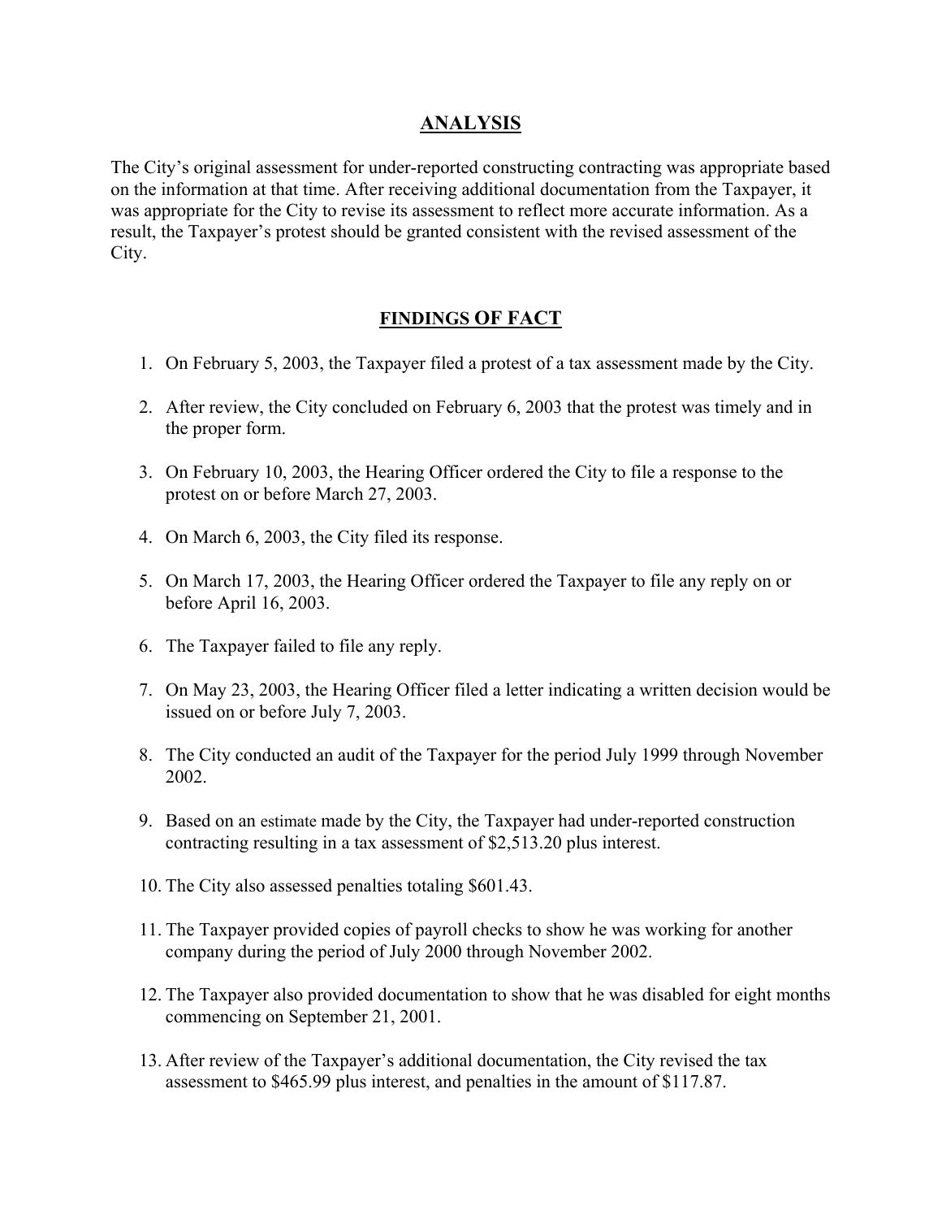## ANALYSIS

The City's original assessment for under-reported constructing contracting was appropriate based on the information at that time. After receiving additional documentation from the Taxpayer, it was appropriate for the City to revise its assessment to reflect more accurate information. As a result, the Taxpayer's protest should be granted consistent with the revised assessment of the City.

## FINDINGS OF FACT

1. On February 5, 2003, the Taxpayer filed a protest of a tax assessment made by the City.

2. After review, the City concluded on February 6, 2003 that the protest was timely and in the proper form.

3. On February 10, 2003, the Hearing Officer ordered the City to file a response to the protest on or before March 27, 2003.

4. On March 6, 2003, the City filed its response.

5. On March 17, 2003, the Hearing Officer ordered the Taxpayer to file any reply on or before April 16, 2003.

6. The Taxpayer failed to file any reply.

7. On May 23, 2003, the Hearing Officer filed a letter indicating a written decision would be issued on or before July 7, 2003.

8. The City conducted an audit of the Taxpayer for the period July 1999 through November 2002.

9. Based on an estimate made by the City, the Taxpayer had under-reported construction contracting resulting in a tax assessment of $2,513.20 plus interest.

10. The City also assessed penalties totaling $601.43.

11. The Taxpayer provided copies of payroll checks to show he was working for another company during the period of July 2000 through November 2002.

12. The Taxpayer also provided documentation to show that he was disabled for eight months commencing on September 21, 2001.

13. After review of the Taxpayer's additional documentation, the City revised the tax assessment to $465.99 plus interest, and penalties in the amount of $117.87.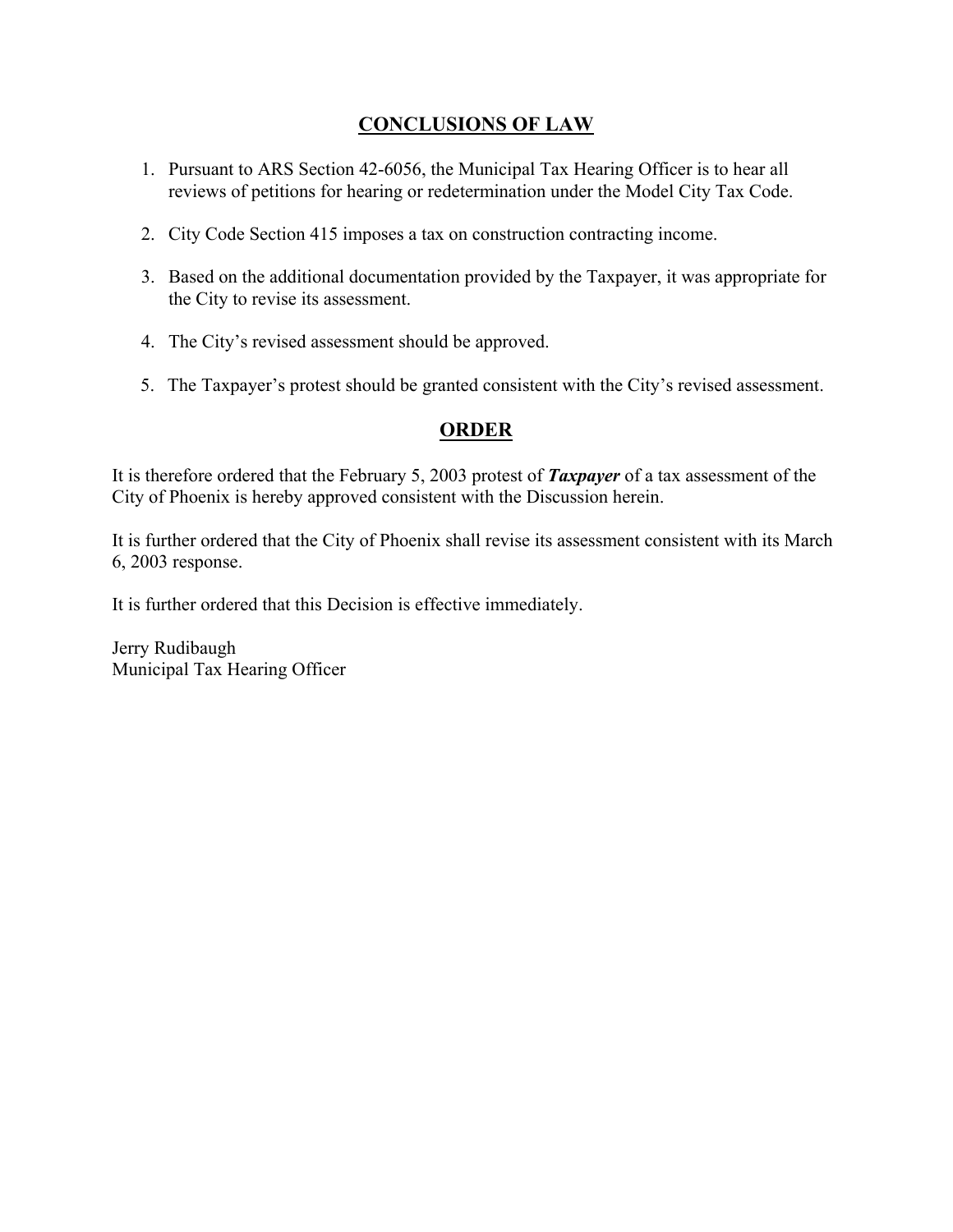## CONCLUSIONS OF LAW

1. Pursuant to ARS Section 42-6056, the Municipal Tax Hearing Officer is to hear all reviews of petitions for hearing or redetermination under the Model City Tax Code.

2. City Code Section 415 imposes a tax on construction contracting income.

3. Based on the additional documentation provided by the Taxpayer, it was appropriate for the City to revise its assessment.

4. The City's revised assessment should be approved.

5. The Taxpayer's protest should be granted consistent with the City's revised assessment.

## ORDER

It is therefore ordered that the February 5, 2003 protest of ***Taxpayer*** of a tax assessment of the City of Phoenix is hereby approved consistent with the Discussion herein.

It is further ordered that the City of Phoenix shall revise its assessment consistent with its March 6, 2003 response.

It is further ordered that this Decision is effective immediately.

Jerry Rudibaugh
Municipal Tax Hearing Officer